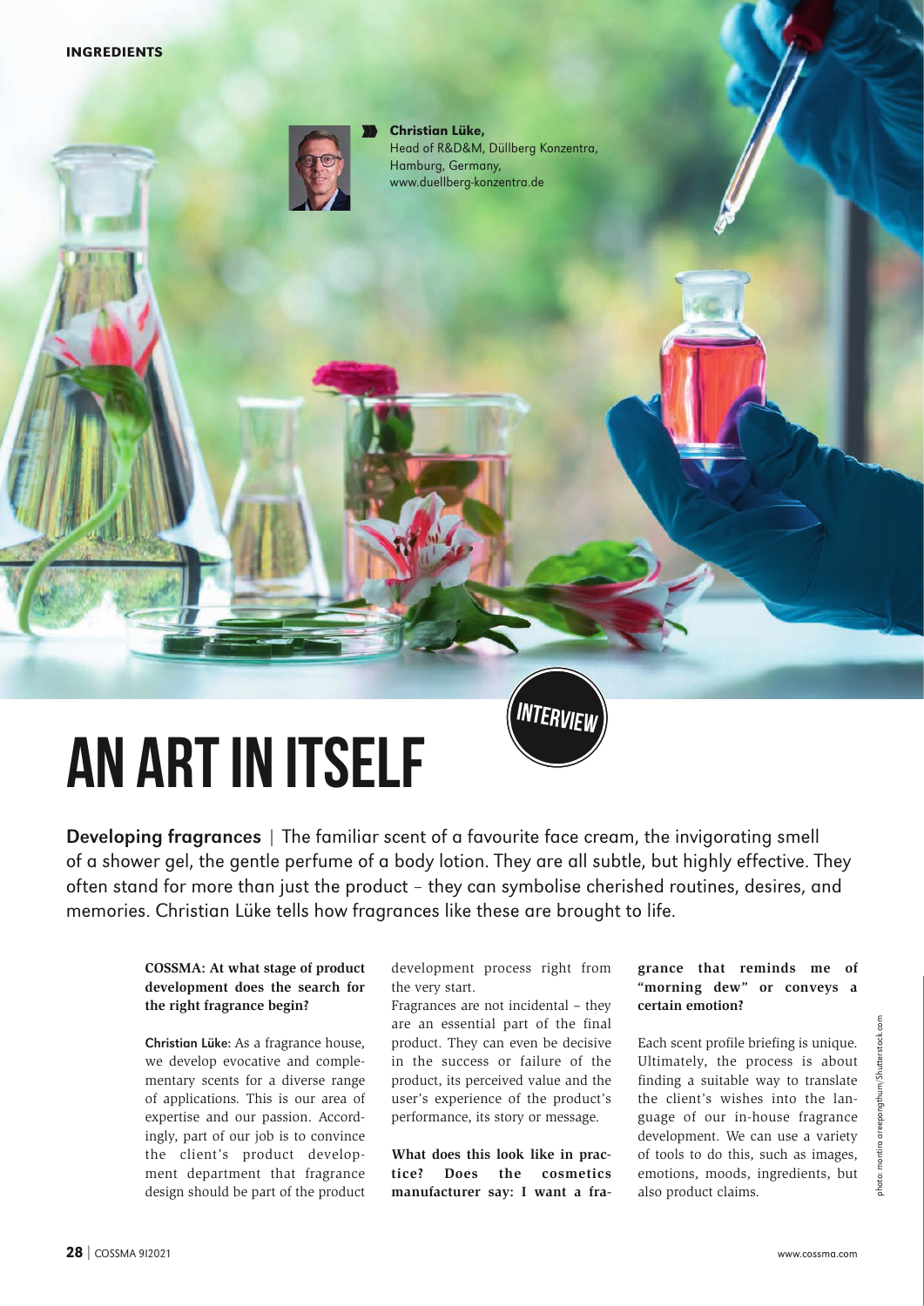INGREDIENTS

**Christian Lüke,**
Head of R&D&M, Düllberg Konzentra,
Hamburg, Germany,
www.duellberg-konzentra.de

INTERVIEW

# AN ART IN ITSELF

**Developing fragrances** | The familiar scent of a favourite face cream, the invigorating smell of a shower gel, the gentle perfume of a body lotion. They are all subtle, but highly effective. They often stand for more than just the product – they can symbolise cherished routines, desires, and memories. Christian Lüke tells how fragrances like these are brought to life.

**COSSMA: At what stage of product development does the search for the right fragrance begin?**

Christian Lüke: As a fragrance house, we develop evocative and complementary scents for a diverse range of applications. This is our area of expertise and our passion. Accordingly, part of our job is to convince the client's product development department that fragrance design should be part of the product development process right from the very start.

Fragrances are not incidental – they are an essential part of the final product. They can even be decisive in the success or failure of the product, its perceived value and the user's experience of the product's performance, its story or message.

**What does this look like in practice? Does the cosmetics manufacturer say: I want a fragrance that reminds me of "morning dew" or conveys a certain emotion?**

Each scent profile briefing is unique. Ultimately, the process is about finding a suitable way to translate the client's wishes into the language of our in-house fragrance development. We can use a variety of tools to do this, such as images, emotions, moods, ingredients, but also product claims.

photo: montira areepongthum/Shutterstock.com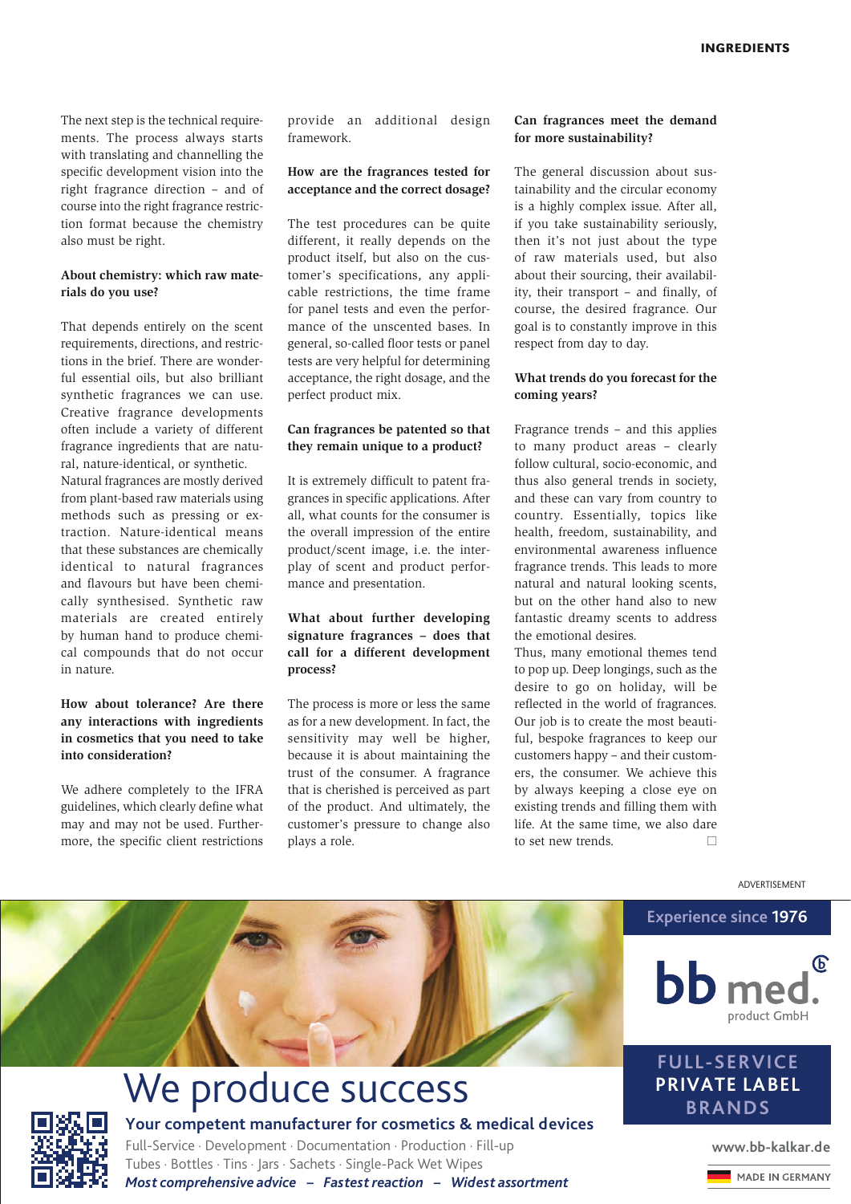The next step is the technical requirements. The process always starts with translating and channelling the specific development vision into the right fragrance direction – and of course into the right fragrance production format because the chemistry also must be right.

**About chemistry: which raw materials do you use?**

That depends entirely on the scent requirements, directions, and restrictions in the brief. There are wonderful essential oils, but also brilliant synthetic fragrances we can use. Creative fragrance developments often include a variety of different fragrance ingredients that are natural, nature-identical, or synthetic.
Natural fragrances are mostly derived from plant-based raw materials using methods such as pressing or extraction. Nature-identical means that these substances are chemically identical to natural fragrances and flavours but have been chemically synthesised. Synthetic raw materials are created entirely by human hand to produce chemical compounds that do not occur in nature.

**How about tolerance? Are there any interactions with ingredients in cosmetics that you need to take into consideration?**

We adhere completely to the IFRA guidelines, which clearly define what may and may not be used. Furthermore, the specific client restrictions provide an additional design framework.

**How are the fragrances tested for acceptance and the correct dosage?**

The test procedures can be quite different, it really depends on the product itself, but also on the customer's specifications, any applicable restrictions, the time frame for panel tests and even the performance of the unscented bases. In general, so-called floor tests or panel tests are very helpful for determining acceptance, the right dosage, and the perfect product mix.

**Can fragrances be patented so that they remain unique to a product?**

It is extremely difficult to patent fragrances in specific applications. After all, what counts for the consumer is the overall impression of the entire product/scent image, i.e. the interplay of scent and product performance and presentation.

**What about further developing signature fragrances – does that call for a different development process?**

The process is more or less the same as for a new development. In fact, the sensitivity may well be higher, because it is about maintaining the trust of the consumer. A fragrance that is cherished is perceived as part of the product. And ultimately, the customer's pressure to change also plays a role.

**Can fragrances meet the demand for more sustainability?**

The general discussion about sustainability and the circular economy is a highly complex issue. After all, if you take sustainability seriously, then it's not just about the type of raw materials used, but also about their sourcing, their availability, their transport – and finally, of course, the desired fragrance. Our goal is to constantly improve in this respect from day to day.

**What trends do you forecast for the coming years?**

Fragrance trends – and this applies to many product areas – clearly follow cultural, socio-economic, and thus also general trends in society, and these can vary from country to country. Essentially, topics like health, freedom, sustainability, and environmental awareness influence fragrance trends. This leads to more natural and natural looking scents, but on the other hand also to new fantastic dreamy scents to address the emotional desires.
Thus, many emotional themes tend to pop up. Deep longings, such as the desire to go on holiday, will be reflected in the world of fragrances. Our job is to create the most beautiful, bespoke fragrances to keep our customers happy – and their customers, the consumer. We achieve this by always keeping a close eye on existing trends and filling them with life. At the same time, we also dare to set new trends. □

ADVERTISEMENT

Experience since 1976

bb med. product GmbH

# We produce success

**Your competent manufacturer for cosmetics & medical devices**

Full-Service · Development · Documentation · Production · Fill-up
Tubes · Bottles · Tins · Jars · Sachets · Single-Pack Wet Wipes

***Most comprehensive advice – Fastest reaction – Widest assortment***

FULL-SERVICE PRIVATE LABEL BRANDS

www.bb-kalkar.de

MADE IN GERMANY